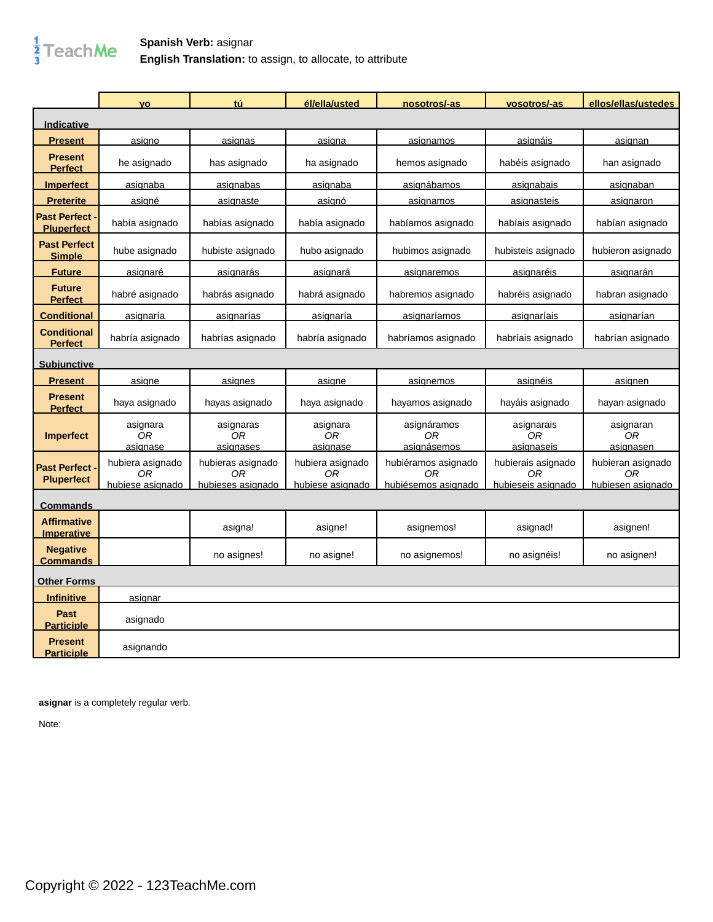**Spanish Verb:** asignar
**English Translation:** to assign, to allocate, to attribute

| | yo | tú | él/ella/usted | nosotros/-as | vosotros/-as | ellos/ellas/ustedes |
|---|---|---|---|---|---|---|
| **Indicative** | | | | | | |
| **Present** | asigno | asignas | asigna | asignamos | asignáis | asignan |
| **Present Perfect** | he asignado | has asignado | ha asignado | hemos asignado | habéis asignado | han asignado |
| **Imperfect** | asignaba | asignabas | asignaba | asignábamos | asignabais | asignaban |
| **Preterite** | asigné | asignaste | asignó | asignamos | asignasteis | asignaron |
| **Past Perfect - Pluperfect** | había asignado | habías asignado | había asignado | habíamos asignado | habíais asignado | habían asignado |
| **Past Perfect Simple** | hube asignado | hubiste asignado | hubo asignado | hubimos asignado | hubisteis asignado | hubieron asignado |
| **Future** | asignaré | asignarás | asignará | asignaremos | asignaréis | asignarán |
| **Future Perfect** | habré asignado | habrás asignado | habrá asignado | habremos asignado | habréis asignado | habran asignado |
| **Conditional** | asignaría | asignarías | asignaría | asignaríamos | asignaríais | asignarían |
| **Conditional Perfect** | habría asignado | habrías asignado | habría asignado | habríamos asignado | habríais asignado | habrían asignado |
| **Subjunctive** | | | | | | |
| **Present** | asigne | asignes | asigne | asignemos | asignéis | asignen |
| **Present Perfect** | haya asignado | hayas asignado | haya asignado | hayamos asignado | hayáis asignado | hayan asignado |
| **Imperfect** | asignara *OR* asignase | asignaras *OR* asignases | asignara *OR* asignase | asignáramos *OR* asignásemos | asignarais *OR* asignaseis | asignaran *OR* asignasen |
| **Past Perfect - Pluperfect** | hubiera asignado *OR* hubiese asignado | hubieras asignado *OR* hubieses asignado | hubiera asignado *OR* hubiese asignado | hubiéramos asignado *OR* hubiésemos asignado | hubierais asignado *OR* hubieseis asignado | hubieran asignado *OR* hubiesen asignado |
| **Commands** | | | | | | |
| **Affirmative Imperative** | | asigna! | asigne! | asignemos! | asignad! | asignen! |
| **Negative Commands** | | no asignes! | no asigne! | no asignemos! | no asignéis! | no asignen! |
| **Other Forms** | | | | | | |
| **Infinitive** | asignar | | | | | |
| **Past Participle** | asignado | | | | | |
| **Present Participle** | asignando | | | | | |

**asignar** is a completely regular verb.

Note:

Copyright © 2022 - 123TeachMe.com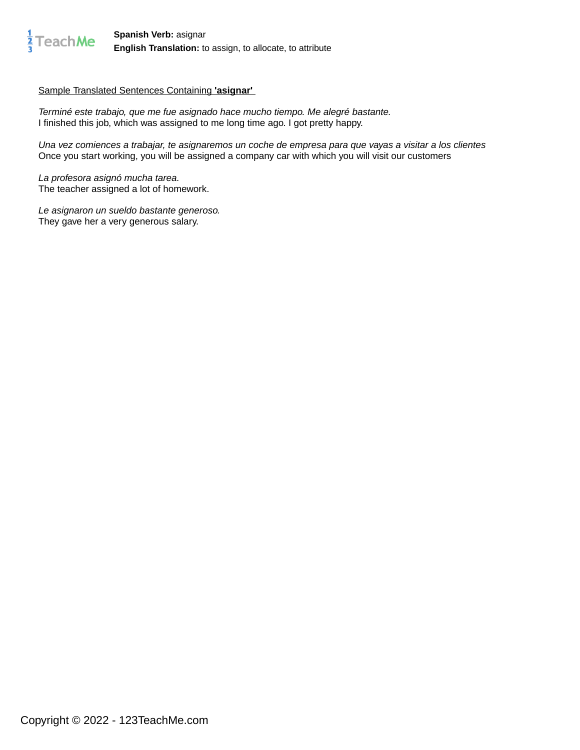**Spanish Verb:** asignar
**English Translation:** to assign, to allocate, to attribute

Sample Translated Sentences Containing **'asignar'**

*Terminé este trabajo, que me fue asignado hace mucho tiempo. Me alegré bastante.*
I finished this job, which was assigned to me long time ago. I got pretty happy.

*Una vez comiences a trabajar, te asignaremos un coche de empresa para que vayas a visitar a los clientes*
Once you start working, you will be assigned a company car with which you will visit our customers

*La profesora asignó mucha tarea.*
The teacher assigned a lot of homework.

*Le asignaron un sueldo bastante generoso.*
They gave her a very generous salary.